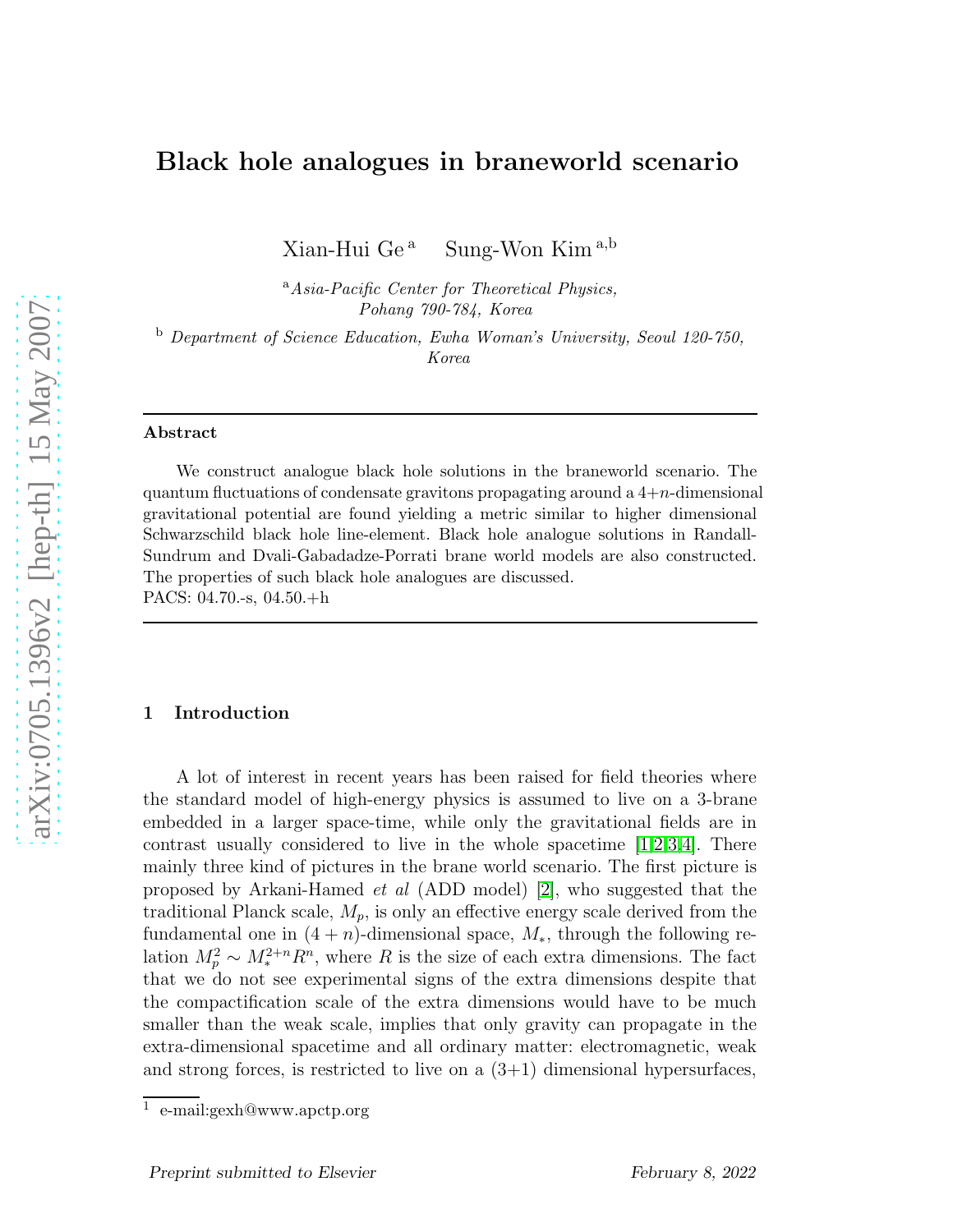# Black hole analogues in braneworld scenario

Xian-Hui Ge [a] Sung-Won Kim [a,b]

[a] *Asia-Pacific Center for Theoretical Physics, Pohang 790-784, Korea*

[b] *Department of Science Education, Ewha Woman's University, Seoul 120-750, Korea*

---

**Abstract**

We construct analogue black hole solutions in the braneworld scenario. The quantum fluctuations of condensate gravitons propagating around a 4+$n$-dimensional gravitational potential are found yielding a metric similar to higher dimensional Schwarzschild black hole line-element. Black hole analogue solutions in Randall-Sundrum and Dvali-Gabadadze-Porrati brane world models are also constructed. The properties of such black hole analogues are discussed.

PACS: 04.70.-s, 04.50.+h

---

## 1 Introduction

A lot of interest in recent years has been raised for field theories where the standard model of high-energy physics is assumed to live on a 3-brane embedded in a larger space-time, while only the gravitational fields are in contrast usually considered to live in the whole spacetime [1,2,3,4]. There mainly three kind of pictures in the brane world scenario. The first picture is proposed by Arkani-Hamed *et al* (ADD model) [2], who suggested that the traditional Planck scale, $M_p$, is only an effective energy scale derived from the fundamental one in $(4+n)$-dimensional space, $M_*$, through the following relation $M_p^2 \sim M_*^{2+n} R^n$, where $R$ is the size of each extra dimensions. The fact that we do not see experimental signs of the extra dimensions despite that the compactification scale of the extra dimensions would have to be much smaller than the weak scale, implies that only gravity can propagate in the extra-dimensional spacetime and all ordinary matter: electromagnetic, weak and strong forces, is restricted to live on a (3+1) dimensional hypersurfaces,

[1] e-mail:gexh@www.apctp.org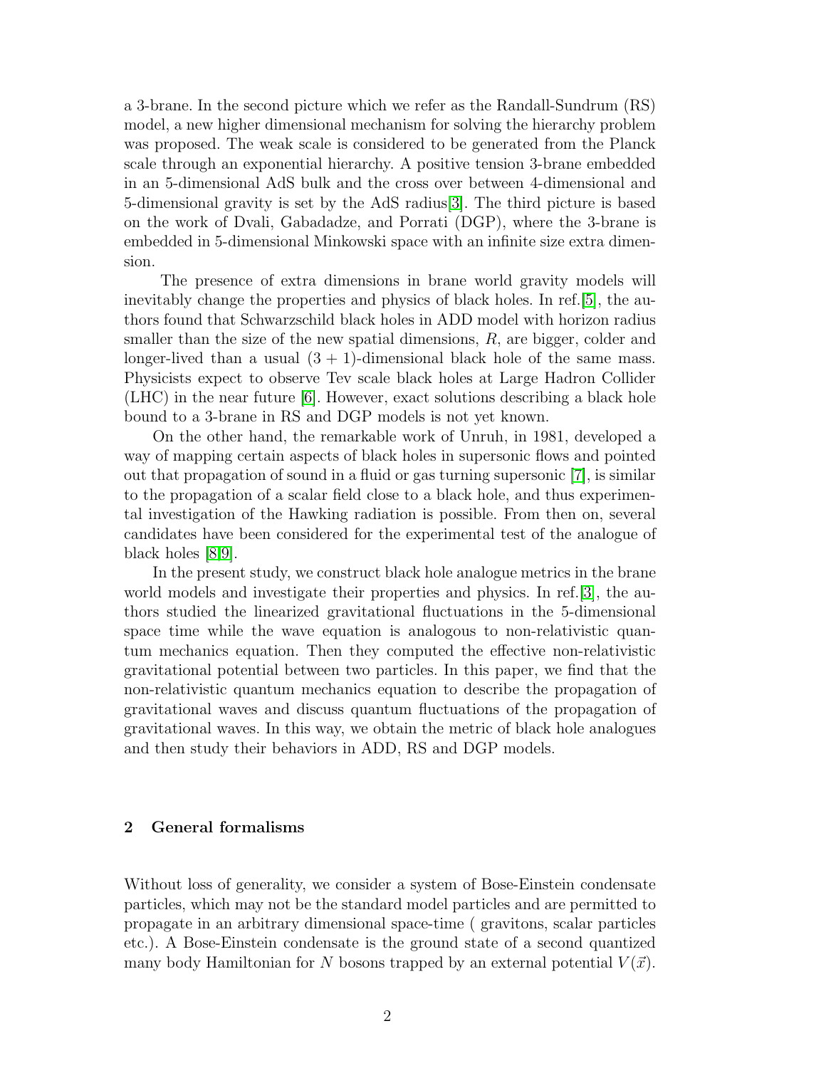a 3-brane. In the second picture which we refer as the Randall-Sundrum (RS) model, a new higher dimensional mechanism for solving the hierarchy problem was proposed. The weak scale is considered to be generated from the Planck scale through an exponential hierarchy. A positive tension 3-brane embedded in an 5-dimensional AdS bulk and the cross over between 4-dimensional and 5-dimensional gravity is set by the AdS radius[3]. The third picture is based on the work of Dvali, Gabadadze, and Porrati (DGP), where the 3-brane is embedded in 5-dimensional Minkowski space with an infinite size extra dimension.

The presence of extra dimensions in brane world gravity models will inevitably change the properties and physics of black holes. In ref.[5], the authors found that Schwarzschild black holes in ADD model with horizon radius smaller than the size of the new spatial dimensions, $R$, are bigger, colder and longer-lived than a usual $(3+1)$-dimensional black hole of the same mass. Physicists expect to observe Tev scale black holes at Large Hadron Collider (LHC) in the near future [6]. However, exact solutions describing a black hole bound to a 3-brane in RS and DGP models is not yet known.

On the other hand, the remarkable work of Unruh, in 1981, developed a way of mapping certain aspects of black holes in supersonic flows and pointed out that propagation of sound in a fluid or gas turning supersonic [7], is similar to the propagation of a scalar field close to a black hole, and thus experimental investigation of the Hawking radiation is possible. From then on, several candidates have been considered for the experimental test of the analogue of black holes [8,9].

In the present study, we construct black hole analogue metrics in the brane world models and investigate their properties and physics. In ref.[3], the authors studied the linearized gravitational fluctuations in the 5-dimensional space time while the wave equation is analogous to non-relativistic quantum mechanics equation. Then they computed the effective non-relativistic gravitational potential between two particles. In this paper, we find that the non-relativistic quantum mechanics equation to describe the propagation of gravitational waves and discuss quantum fluctuations of the propagation of gravitational waves. In this way, we obtain the metric of black hole analogues and then study their behaviors in ADD, RS and DGP models.

## 2 General formalisms

Without loss of generality, we consider a system of Bose-Einstein condensate particles, which may not be the standard model particles and are permitted to propagate in an arbitrary dimensional space-time ( gravitons, scalar particles etc.). A Bose-Einstein condensate is the ground state of a second quantized many body Hamiltonian for $N$ bosons trapped by an external potential $V(\vec{x})$.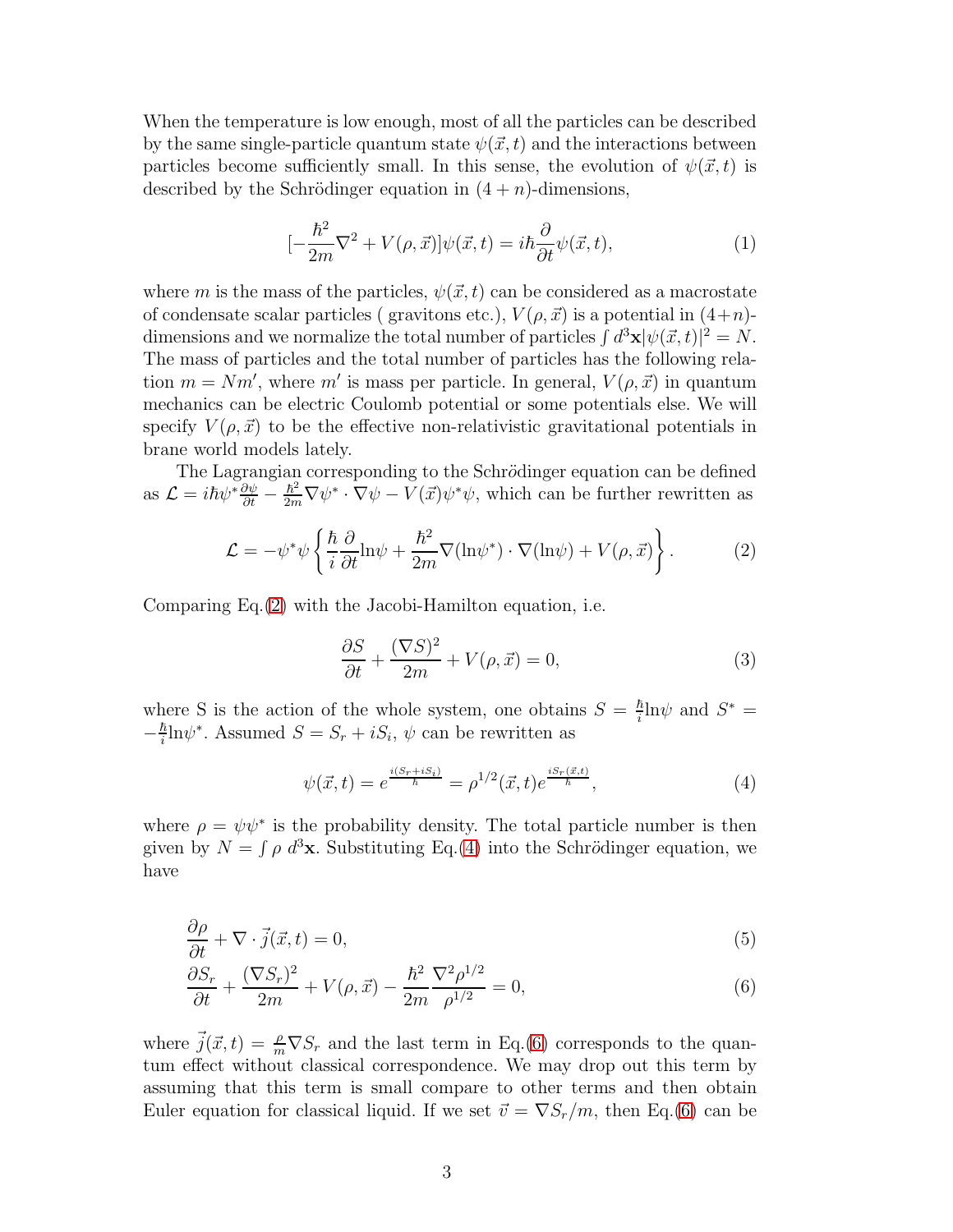When the temperature is low enough, most of all the particles can be described by the same single-particle quantum state $\psi(\vec{x},t)$ and the interactions between particles become sufficiently small. In this sense, the evolution of $\psi(\vec{x},t)$ is described by the Schrödinger equation in $(4+n)$-dimensions,

$$[-\frac{\hbar^2}{2m}\nabla^2 + V(\rho,\vec{x})]\psi(\vec{x},t) = i\hbar\frac{\partial}{\partial t}\psi(\vec{x},t), \tag{1}$$

where $m$ is the mass of the particles, $\psi(\vec{x},t)$ can be considered as a macrostate of condensate scalar particles ( gravitons etc.), $V(\rho,\vec{x})$ is a potential in $(4+n)$-dimensions and we normalize the total number of particles $\int d^3\mathbf{x}|\psi(\vec{x},t)|^2 = N$. The mass of particles and the total number of particles has the following relation $m = Nm'$, where $m'$ is mass per particle. In general, $V(\rho,\vec{x})$ in quantum mechanics can be electric Coulomb potential or some potentials else. We will specify $V(\rho,\vec{x})$ to be the effective non-relativistic gravitational potentials in brane world models lately.

The Lagrangian corresponding to the Schrödinger equation can be defined as $\mathcal{L} = i\hbar\psi^*\frac{\partial\psi}{\partial t} - \frac{\hbar^2}{2m}\nabla\psi^*\cdot\nabla\psi - V(\vec{x})\psi^*\psi$, which can be further rewritten as

$$\mathcal{L} = -\psi^*\psi\left\{\frac{\hbar}{i}\frac{\partial}{\partial t}\ln\psi + \frac{\hbar^2}{2m}\nabla(\ln\psi^*)\cdot\nabla(\ln\psi) + V(\rho,\vec{x})\right\}. \tag{2}$$

Comparing Eq.(2) with the Jacobi-Hamilton equation, i.e.

$$\frac{\partial S}{\partial t} + \frac{(\nabla S)^2}{2m} + V(\rho,\vec{x}) = 0, \tag{3}$$

where S is the action of the whole system, one obtains $S = \frac{\hbar}{i}\ln\psi$ and $S^* = -\frac{\hbar}{i}\ln\psi^*$. Assumed $S = S_r + iS_i$, $\psi$ can be rewritten as

$$\psi(\vec{x},t) = e^{\frac{i(S_r+iS_i)}{\hbar}} = \rho^{1/2}(\vec{x},t)e^{\frac{iS_r(\vec{x},t)}{\hbar}}, \tag{4}$$

where $\rho = \psi\psi^*$ is the probability density. The total particle number is then given by $N = \int \rho\ d^3\mathbf{x}$. Substituting Eq.(4) into the Schrödinger equation, we have

$$\frac{\partial\rho}{\partial t} + \nabla\cdot\vec{j}(\vec{x},t) = 0, \tag{5}$$

$$\frac{\partial S_r}{\partial t} + \frac{(\nabla S_r)^2}{2m} + V(\rho,\vec{x}) - \frac{\hbar^2}{2m}\frac{\nabla^2\rho^{1/2}}{\rho^{1/2}} = 0, \tag{6}$$

where $\vec{j}(\vec{x},t) = \frac{\rho}{m}\nabla S_r$ and the last term in Eq.(6) corresponds to the quantum effect without classical correspondence. We may drop out this term by assuming that this term is small compare to other terms and then obtain Euler equation for classical liquid. If we set $\vec{v} = \nabla S_r/m$, then Eq.(6) can be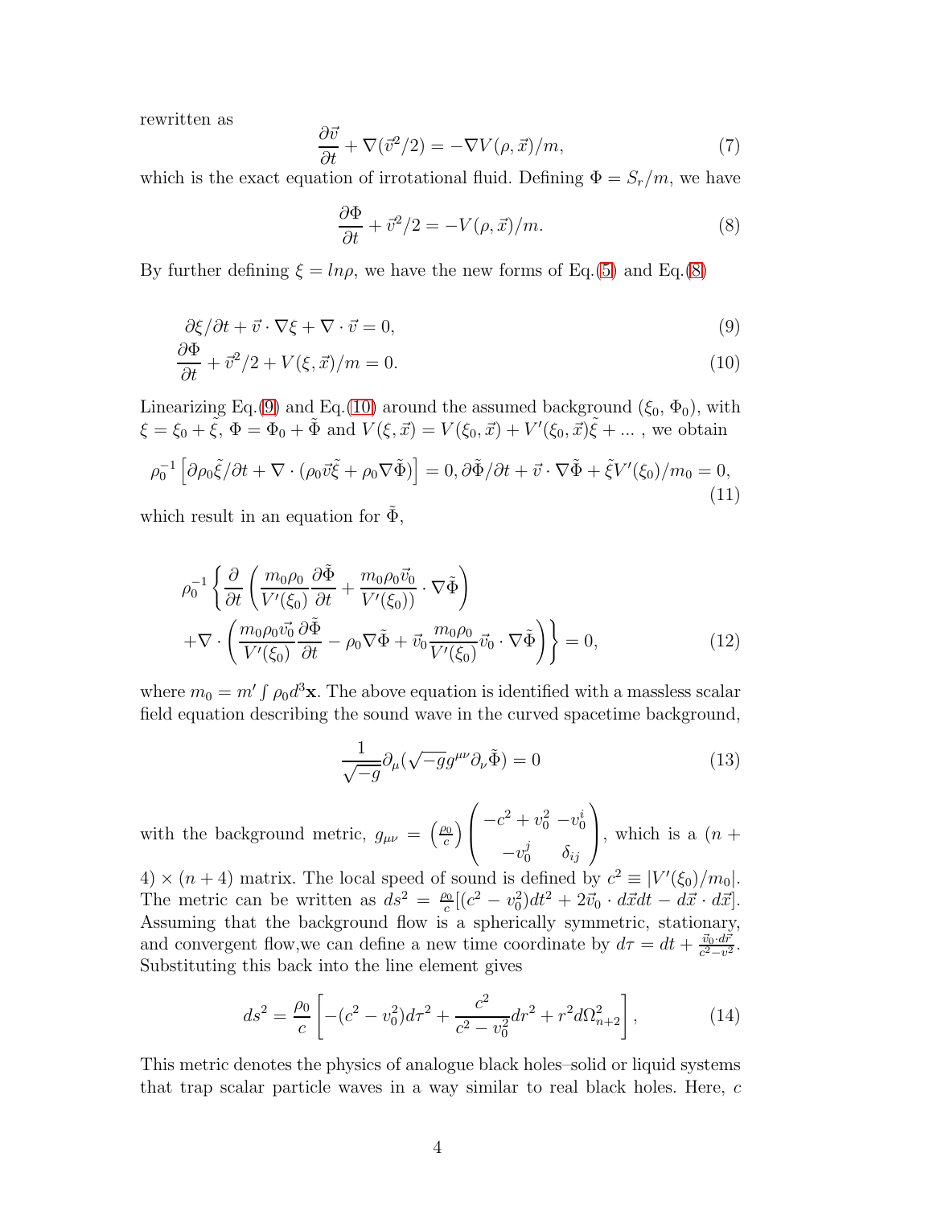rewritten as

$$
\frac{\partial \vec{v}}{\partial t} + \nabla(\vec{v}^2/2) = -\nabla V(\rho, \vec{x})/m, \tag{7}
$$

which is the exact equation of irrotational fluid. Defining $\Phi = S_r/m$, we have

$$
\frac{\partial \Phi}{\partial t} + \vec{v}^2/2 = -V(\rho, \vec{x})/m. \tag{8}
$$

By further defining $\xi = ln\rho$, we have the new forms of Eq.(5) and Eq.(8)

$$
\partial\xi/\partial t + \vec{v}\cdot\nabla\xi + \nabla\cdot\vec{v} = 0, \tag{9}
$$

$$
\frac{\partial \Phi}{\partial t} + \vec{v}^2/2 + V(\xi, \vec{x})/m = 0. \tag{10}
$$

Linearizing Eq.(9) and Eq.(10) around the assumed background ($\xi_0$, $\Phi_0$), with $\xi = \xi_0 + \tilde{\xi}$, $\Phi = \Phi_0 + \tilde{\Phi}$ and $V(\xi, \vec{x}) = V(\xi_0, \vec{x}) + V'(\xi_0, \vec{x})\tilde{\xi} + ...$ , we obtain

$$
\rho_0^{-1}\left[\partial\rho_0\tilde{\xi}/\partial t + \nabla\cdot(\rho_0\vec{v}\tilde{\xi} + \rho_0\nabla\tilde{\Phi})\right] = 0, \partial\tilde{\Phi}/\partial t + \vec{v}\cdot\nabla\tilde{\Phi} + \tilde{\xi}V'(\xi_0)/m_0 = 0, \tag{11}
$$

which result in an equation for $\tilde{\Phi}$,

$$
\begin{aligned}
&\rho_0^{-1}\left\{\frac{\partial}{\partial t}\left(\frac{m_0\rho_0}{V'(\xi_0)}\frac{\partial\tilde{\Phi}}{\partial t} + \frac{m_0\rho_0\vec{v}_0}{V'(\xi_0))}\cdot\nabla\tilde{\Phi}\right)\right. \\
&\left.+\nabla\cdot\left(\frac{m_0\rho_0\vec{v}_0}{V'(\xi_0)}\frac{\partial\tilde{\Phi}}{\partial t} - \rho_0\nabla\tilde{\Phi} + \vec{v}_0\frac{m_0\rho_0}{V'(\xi_0)}\vec{v}_0\cdot\nabla\tilde{\Phi}\right)\right\} = 0,
\end{aligned} \tag{12}
$$

where $m_0 = m'\int\rho_0 d^3\mathbf{x}$. The above equation is identified with a massless scalar field equation describing the sound wave in the curved spacetime background,

$$
\frac{1}{\sqrt{-g}}\partial_\mu(\sqrt{-g}g^{\mu\nu}\partial_\nu\tilde{\Phi}) = 0 \tag{13}
$$

with the background metric, $g_{\mu\nu} = \left(\frac{\rho_0}{c}\right)\begin{pmatrix} -c^2 + v_0^2 & -v_0^i \\ -v_0^j & \delta_{ij}\end{pmatrix}$, which is a $(n+4)\times(n+4)$ matrix. The local speed of sound is defined by $c^2 \equiv |V'(\xi_0)/m_0|$. The metric can be written as $ds^2 = \frac{\rho_0}{c}[(c^2 - v_0^2)dt^2 + 2\vec{v}_0\cdot d\vec{x}dt - d\vec{x}\cdot d\vec{x}]$. Assuming that the background flow is a spherically symmetric, stationary, and convergent flow,we can define a new time coordinate by $d\tau = dt + \frac{\vec{v}_0\cdot d\vec{r}}{c^2 - v^2}$. Substituting this back into the line element gives

$$
ds^2 = \frac{\rho_0}{c}\left[-(c^2 - v_0^2)d\tau^2 + \frac{c^2}{c^2 - v_0^2}dr^2 + r^2 d\Omega_{n+2}^2\right], \tag{14}
$$

This metric denotes the physics of analogue black holes–solid or liquid systems that trap scalar particle waves in a way similar to real black holes. Here, $c$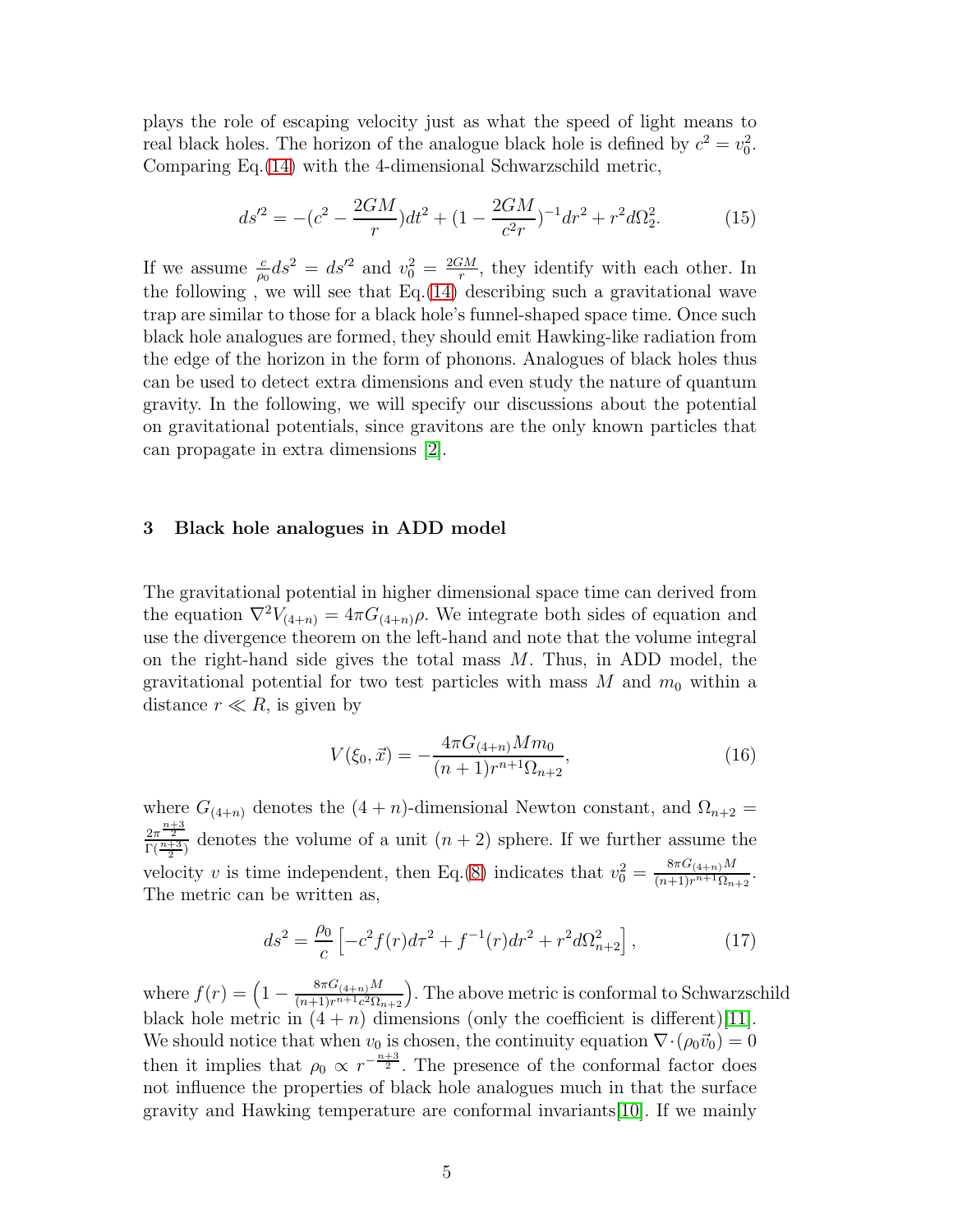plays the role of escaping velocity just as what the speed of light means to real black holes. The horizon of the analogue black hole is defined by $c^2 = v_0^2$. Comparing Eq.(14) with the 4-dimensional Schwarzschild metric,

$$ds'^2 = -(c^2 - \frac{2GM}{r})dt^2 + (1 - \frac{2GM}{c^2 r})^{-1}dr^2 + r^2 d\Omega_2^2. \tag{15}$$

If we assume $\frac{c}{\rho_0}ds^2 = ds'^2$ and $v_0^2 = \frac{2GM}{r}$, they identify with each other. In the following , we will see that Eq.(14) describing such a gravitational wave trap are similar to those for a black hole's funnel-shaped space time. Once such black hole analogues are formed, they should emit Hawking-like radiation from the edge of the horizon in the form of phonons. Analogues of black holes thus can be used to detect extra dimensions and even study the nature of quantum gravity. In the following, we will specify our discussions about the potential on gravitational potentials, since gravitons are the only known particles that can propagate in extra dimensions [2].

## 3 Black hole analogues in ADD model

The gravitational potential in higher dimensional space time can derived from the equation $\nabla^2 V_{(4+n)} = 4\pi G_{(4+n)}\rho$. We integrate both sides of equation and use the divergence theorem on the left-hand and note that the volume integral on the right-hand side gives the total mass $M$. Thus, in ADD model, the gravitational potential for two test particles with mass $M$ and $m_0$ within a distance $r \ll R$, is given by

$$V(\xi_0, \vec{x}) = -\frac{4\pi G_{(4+n)} M m_0}{(n+1) r^{n+1} \Omega_{n+2}}, \tag{16}$$

where $G_{(4+n)}$ denotes the $(4+n)$-dimensional Newton constant, and $\Omega_{n+2} = \frac{2\pi^{\frac{n+3}{2}}}{\Gamma(\frac{n+3}{2})}$ denotes the volume of a unit $(n+2)$ sphere. If we further assume the velocity $v$ is time independent, then Eq.(8) indicates that $v_0^2 = \frac{8\pi G_{(4+n)} M}{(n+1) r^{n+1} \Omega_{n+2}}$. The metric can be written as,

$$ds^2 = \frac{\rho_0}{c}\left[-c^2 f(r) d\tau^2 + f^{-1}(r) dr^2 + r^2 d\Omega_{n+2}^2\right], \tag{17}$$

where $f(r) = \left(1 - \frac{8\pi G_{(4+n)} M}{(n+1) r^{n+1} c^2 \Omega_{n+2}}\right)$. The above metric is conformal to Schwarzschild black hole metric in $(4+n)$ dimensions (only the coefficient is different)[11]. We should notice that when $v_0$ is chosen, the continuity equation $\nabla \cdot (\rho_0 \vec{v}_0) = 0$ then it implies that $\rho_0 \propto r^{-\frac{n+3}{2}}$. The presence of the conformal factor does not influence the properties of black hole analogues much in that the surface gravity and Hawking temperature are conformal invariants[10]. If we mainly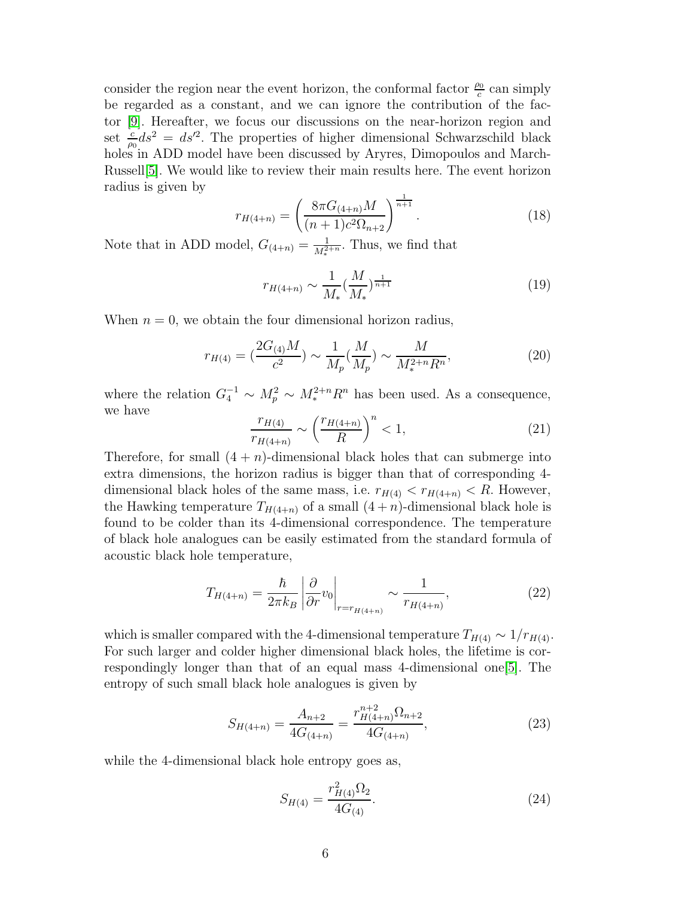consider the region near the event horizon, the conformal factor $\frac{\rho_0}{c}$ can simply be regarded as a constant, and we can ignore the contribution of the factor [9]. Hereafter, we focus our discussions on the near-horizon region and set $\frac{c}{\rho_0}ds^2 = ds'^2$. The properties of higher dimensional Schwarzschild black holes in ADD model have been discussed by Aryres, Dimopoulos and March-Russell[5]. We would like to review their main results here. The event horizon radius is given by

$$r_{H(4+n)} = \left(\frac{8\pi G_{(4+n)}M}{(n+1)c^2\Omega_{n+2}}\right)^{\frac{1}{n+1}}. \tag{18}$$

Note that in ADD model, $G_{(4+n)} = \frac{1}{M_*^{2+n}}$. Thus, we find that

$$r_{H(4+n)} \sim \frac{1}{M_*}\left(\frac{M}{M_*}\right)^{\frac{1}{n+1}} \tag{19}$$

When $n = 0$, we obtain the four dimensional horizon radius,

$$r_{H(4)} = \left(\frac{2G_{(4)}M}{c^2}\right) \sim \frac{1}{M_p}\left(\frac{M}{M_p}\right) \sim \frac{M}{M_*^{2+n}R^n}, \tag{20}$$

where the relation $G_4^{-1} \sim M_p^2 \sim M_*^{2+n}R^n$ has been used. As a consequence, we have

$$\frac{r_{H(4)}}{r_{H(4+n)}} \sim \left(\frac{r_{H(4+n)}}{R}\right)^n < 1, \tag{21}$$

Therefore, for small $(4+n)$-dimensional black holes that can submerge into extra dimensions, the horizon radius is bigger than that of corresponding 4-dimensional black holes of the same mass, i.e. $r_{H(4)} < r_{H(4+n)} < R$. However, the Hawking temperature $T_{H(4+n)}$ of a small $(4+n)$-dimensional black hole is found to be colder than its 4-dimensional correspondence. The temperature of black hole analogues can be easily estimated from the standard formula of acoustic black hole temperature,

$$T_{H(4+n)} = \frac{\hbar}{2\pi k_B}\left|\frac{\partial}{\partial r}v_0\right|_{r=r_{H(4+n)}} \sim \frac{1}{r_{H(4+n)}}, \tag{22}$$

which is smaller compared with the 4-dimensional temperature $T_{H(4)} \sim 1/r_{H(4)}$. For such larger and colder higher dimensional black holes, the lifetime is correspondingly longer than that of an equal mass 4-dimensional one[5]. The entropy of such small black hole analogues is given by

$$S_{H(4+n)} = \frac{A_{n+2}}{4G_{(4+n)}} = \frac{r_{H(4+n)}^{n+2}\Omega_{n+2}}{4G_{(4+n)}}, \tag{23}$$

while the 4-dimensional black hole entropy goes as,

$$S_{H(4)} = \frac{r_{H(4)}^2\Omega_2}{4G_{(4)}}. \tag{24}$$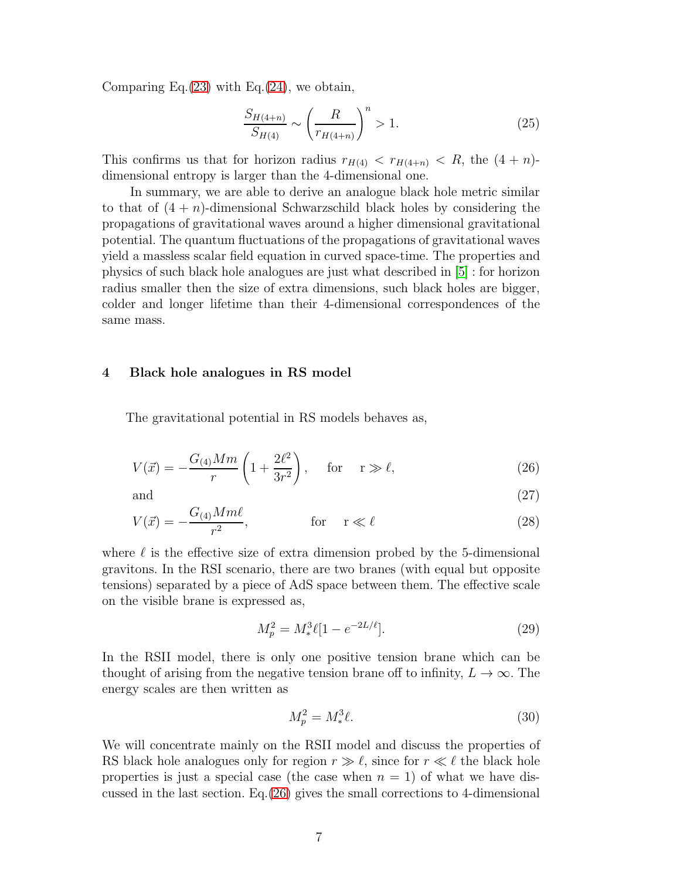Comparing Eq.(23) with Eq.(24), we obtain,

$$\frac{S_{H(4+n)}}{S_{H(4)}} \sim \left(\frac{R}{r_{H(4+n)}}\right)^n > 1. \tag{25}$$

This confirms us that for horizon radius $r_{H(4)} < r_{H(4+n)} < R$, the $(4+n)$-dimensional entropy is larger than the 4-dimensional one.

In summary, we are able to derive an analogue black hole metric similar to that of $(4+n)$-dimensional Schwarzschild black holes by considering the propagations of gravitational waves around a higher dimensional gravitational potential. The quantum fluctuations of the propagations of gravitational waves yield a massless scalar field equation in curved space-time. The properties and physics of such black hole analogues are just what described in [5] : for horizon radius smaller then the size of extra dimensions, such black holes are bigger, colder and longer lifetime than their 4-dimensional correspondences of the same mass.

## 4 Black hole analogues in RS model

The gravitational potential in RS models behaves as,

$$V(\vec{x}) = -\frac{G_{(4)}Mm}{r}\left(1 + \frac{2\ell^2}{3r^2}\right), \quad \text{for} \quad r \gg \ell, \tag{26}$$

and (27)

$$V(\vec{x}) = -\frac{G_{(4)}Mm\ell}{r^2}, \quad \text{for} \quad r \ll \ell \tag{28}$$

where $\ell$ is the effective size of extra dimension probed by the 5-dimensional gravitons. In the RSI scenario, there are two branes (with equal but opposite tensions) separated by a piece of AdS space between them. The effective scale on the visible brane is expressed as,

$$M_p^2 = M_*^3 \ell [1 - e^{-2L/\ell}]. \tag{29}$$

In the RSII model, there is only one positive tension brane which can be thought of arising from the negative tension brane off to infinity, $L \to \infty$. The energy scales are then written as

$$M_p^2 = M_*^3 \ell. \tag{30}$$

We will concentrate mainly on the RSII model and discuss the properties of RS black hole analogues only for region $r \gg \ell$, since for $r \ll \ell$ the black hole properties is just a special case (the case when $n = 1$) of what we have discussed in the last section. Eq.(26) gives the small corrections to 4-dimensional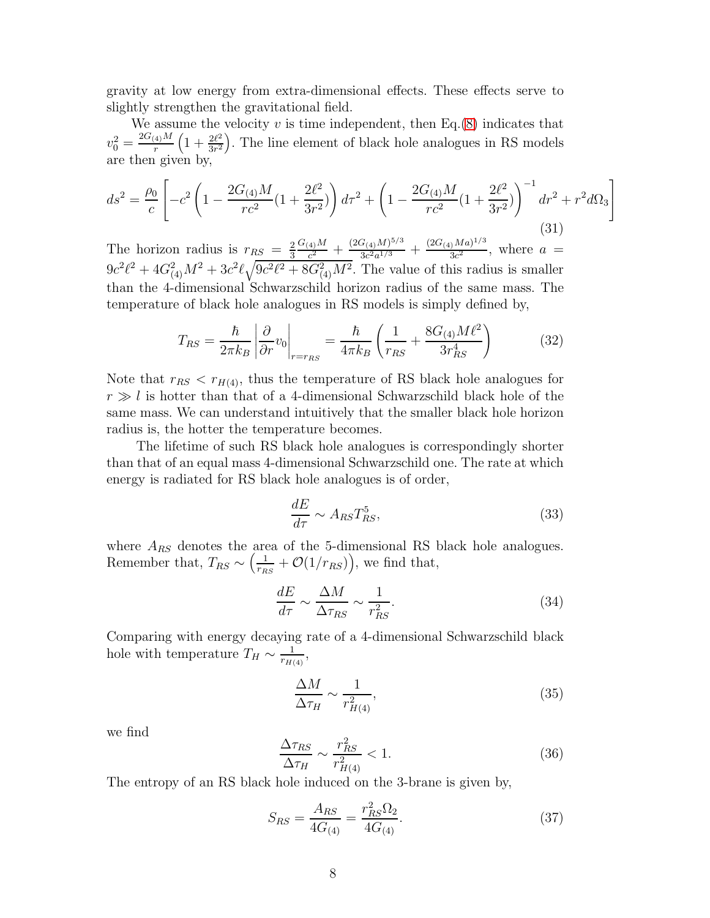gravity at low energy from extra-dimensional effects. These effects serve to slightly strengthen the gravitational field.

We assume the velocity $v$ is time independent, then Eq.(8) indicates that $v_0^2 = \frac{2G_{(4)}M}{r}\left(1 + \frac{2\ell^2}{3r^2}\right)$. The line element of black hole analogues in RS models are then given by,

$$ds^2 = \frac{\rho_0}{c}\left[-c^2\left(1 - \frac{2G_{(4)}M}{rc^2}(1 + \frac{2\ell^2}{3r^2})\right)d\tau^2 + \left(1 - \frac{2G_{(4)}M}{rc^2}(1 + \frac{2\ell^2}{3r^2})\right)^{-1}dr^2 + r^2 d\Omega_3\right] \tag{31}$$

The horizon radius is $r_{RS} = \frac{2}{3}\frac{G_{(4)}M}{c^2} + \frac{(2G_{(4)}M)^{5/3}}{3c^2 a^{1/3}} + \frac{(2G_{(4)}Ma)^{1/3}}{3c^2}$, where $a = 9c^2\ell^2 + 4G_{(4)}^2M^2 + 3c^2\ell\sqrt{9c^2\ell^2 + 8G_{(4)}^2M^2}$. The value of this radius is smaller than the 4-dimensional Schwarzschild horizon radius of the same mass. The temperature of black hole analogues in RS models is simply defined by,

$$T_{RS} = \frac{\hbar}{2\pi k_B}\left|\frac{\partial}{\partial r}v_0\right|_{r=r_{RS}} = \frac{\hbar}{4\pi k_B}\left(\frac{1}{r_{RS}} + \frac{8G_{(4)}M\ell^2}{3r_{RS}^4}\right) \tag{32}$$

Note that $r_{RS} < r_{H(4)}$, thus the temperature of RS black hole analogues for $r \gg l$ is hotter than that of a 4-dimensional Schwarzschild black hole of the same mass. We can understand intuitively that the smaller black hole horizon radius is, the hotter the temperature becomes.

The lifetime of such RS black hole analogues is correspondingly shorter than that of an equal mass 4-dimensional Schwarzschild one. The rate at which energy is radiated for RS black hole analogues is of order,

$$\frac{dE}{d\tau} \sim A_{RS}T_{RS}^5, \tag{33}$$

where $A_{RS}$ denotes the area of the 5-dimensional RS black hole analogues. Remember that, $T_{RS} \sim \left(\frac{1}{r_{RS}} + \mathcal{O}(1/r_{RS})\right)$, we find that,

$$\frac{dE}{d\tau} \sim \frac{\Delta M}{\Delta\tau_{RS}} \sim \frac{1}{r_{RS}^2}. \tag{34}$$

Comparing with energy decaying rate of a 4-dimensional Schwarzschild black hole with temperature $T_H \sim \frac{1}{r_{H(4)}}$,

$$\frac{\Delta M}{\Delta\tau_H} \sim \frac{1}{r_{H(4)}^2}, \tag{35}$$

we find

$$\frac{\Delta\tau_{RS}}{\Delta\tau_H} \sim \frac{r_{RS}^2}{r_{H(4)}^2} < 1. \tag{36}$$

The entropy of an RS black hole induced on the 3-brane is given by,

$$S_{RS} = \frac{A_{RS}}{4G_{(4)}} = \frac{r_{RS}^2\Omega_2}{4G_{(4)}}. \tag{37}$$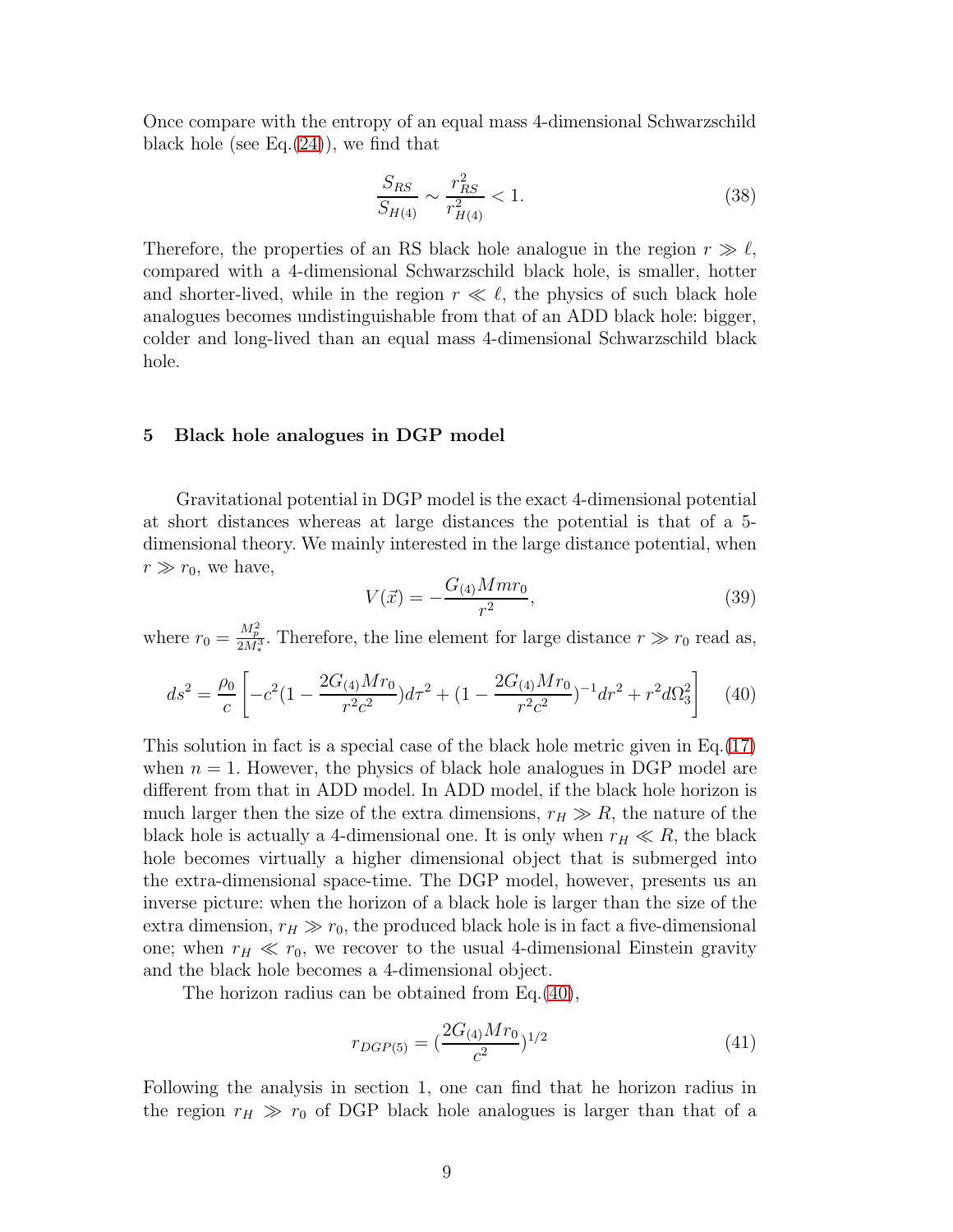Once compare with the entropy of an equal mass 4-dimensional Schwarzschild black hole (see Eq.(24)), we find that

$$\frac{S_{RS}}{S_{H(4)}} \sim \frac{r_{RS}^2}{r_{H(4)}^2} < 1. \tag{38}$$

Therefore, the properties of an RS black hole analogue in the region $r \gg \ell$, compared with a 4-dimensional Schwarzschild black hole, is smaller, hotter and shorter-lived, while in the region $r \ll \ell$, the physics of such black hole analogues becomes undistinguishable from that of an ADD black hole: bigger, colder and long-lived than an equal mass 4-dimensional Schwarzschild black hole.

## 5 Black hole analogues in DGP model

Gravitational potential in DGP model is the exact 4-dimensional potential at short distances whereas at large distances the potential is that of a 5-dimensional theory. We mainly interested in the large distance potential, when $r \gg r_0$, we have,

$$V(\vec{x}) = -\frac{G_{(4)}Mmr_0}{r^2}, \tag{39}$$

where $r_0 = \frac{M_p^2}{2M_*^3}$. Therefore, the line element for large distance $r \gg r_0$ read as,

$$ds^2 = \frac{\rho_0}{c}\left[-c^2(1 - \frac{2G_{(4)}Mr_0}{r^2c^2})d\tau^2 + (1 - \frac{2G_{(4)}Mr_0}{r^2c^2})^{-1}dr^2 + r^2d\Omega_3^2\right] \tag{40}$$

This solution in fact is a special case of the black hole metric given in Eq.(17) when $n = 1$. However, the physics of black hole analogues in DGP model are different from that in ADD model. In ADD model, if the black hole horizon is much larger then the size of the extra dimensions, $r_H \gg R$, the nature of the black hole is actually a 4-dimensional one. It is only when $r_H \ll R$, the black hole becomes virtually a higher dimensional object that is submerged into the extra-dimensional space-time. The DGP model, however, presents us an inverse picture: when the horizon of a black hole is larger than the size of the extra dimension, $r_H \gg r_0$, the produced black hole is in fact a five-dimensional one; when $r_H \ll r_0$, we recover to the usual 4-dimensional Einstein gravity and the black hole becomes a 4-dimensional object.

The horizon radius can be obtained from Eq.(40),

$$r_{DGP(5)} = (\frac{2G_{(4)}Mr_0}{c^2})^{1/2} \tag{41}$$

Following the analysis in section 1, one can find that he horizon radius in the region $r_H \gg r_0$ of DGP black hole analogues is larger than that of a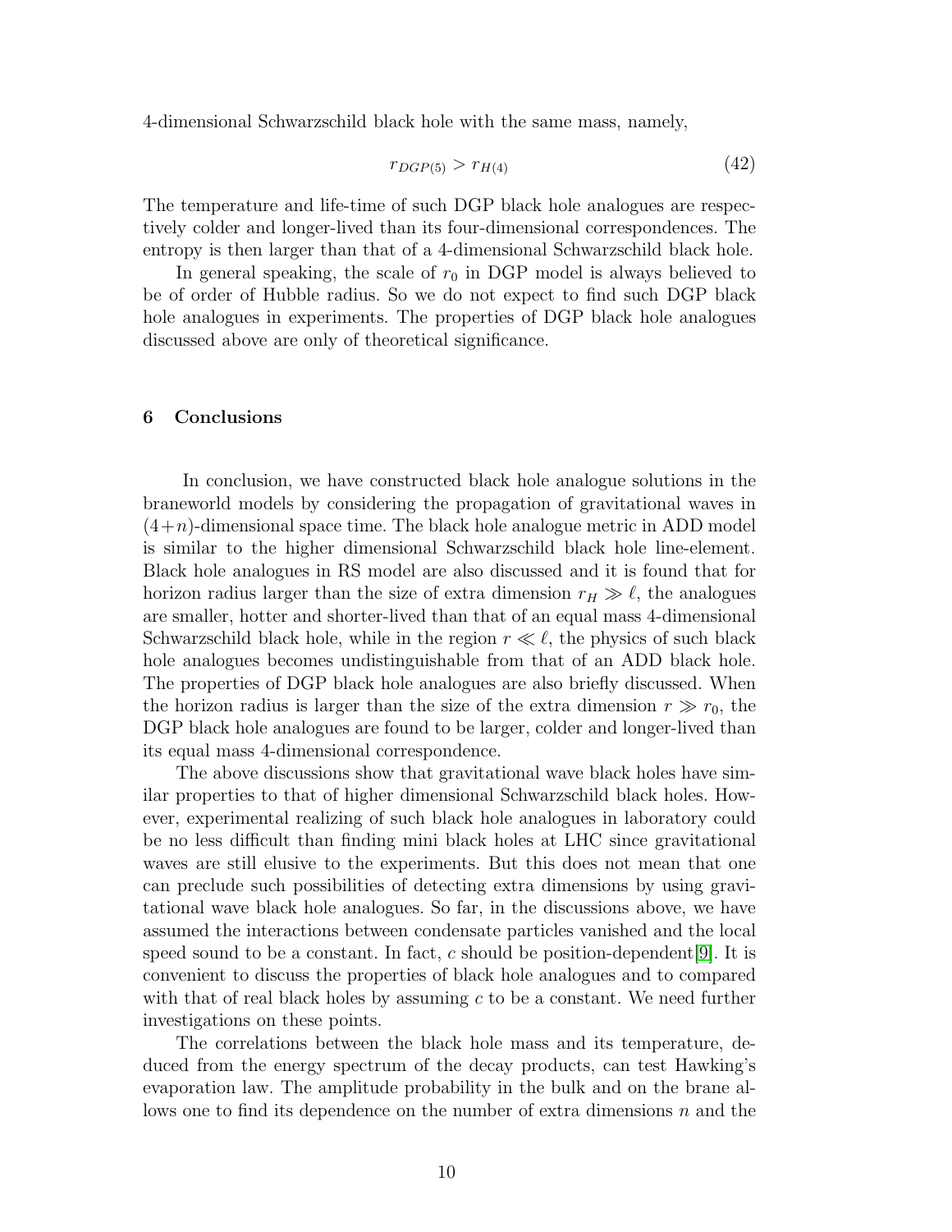4-dimensional Schwarzschild black hole with the same mass, namely,

$$r_{DGP(5)} > r_{H(4)} \tag{42}$$

The temperature and life-time of such DGP black hole analogues are respectively colder and longer-lived than its four-dimensional correspondences. The entropy is then larger than that of a 4-dimensional Schwarzschild black hole.

In general speaking, the scale of $r_0$ in DGP model is always believed to be of order of Hubble radius. So we do not expect to find such DGP black hole analogues in experiments. The properties of DGP black hole analogues discussed above are only of theoretical significance.

## 6 Conclusions

In conclusion, we have constructed black hole analogue solutions in the braneworld models by considering the propagation of gravitational waves in $(4+n)$-dimensional space time. The black hole analogue metric in ADD model is similar to the higher dimensional Schwarzschild black hole line-element. Black hole analogues in RS model are also discussed and it is found that for horizon radius larger than the size of extra dimension $r_H \gg \ell$, the analogues are smaller, hotter and shorter-lived than that of an equal mass 4-dimensional Schwarzschild black hole, while in the region $r \ll \ell$, the physics of such black hole analogues becomes undistinguishable from that of an ADD black hole. The properties of DGP black hole analogues are also briefly discussed. When the horizon radius is larger than the size of the extra dimension $r \gg r_0$, the DGP black hole analogues are found to be larger, colder and longer-lived than its equal mass 4-dimensional correspondence.

The above discussions show that gravitational wave black holes have similar properties to that of higher dimensional Schwarzschild black holes. However, experimental realizing of such black hole analogues in laboratory could be no less difficult than finding mini black holes at LHC since gravitational waves are still elusive to the experiments. But this does not mean that one can preclude such possibilities of detecting extra dimensions by using gravitational wave black hole analogues. So far, in the discussions above, we have assumed the interactions between condensate particles vanished and the local speed sound to be a constant. In fact, $c$ should be position-dependent[9]. It is convenient to discuss the properties of black hole analogues and to compared with that of real black holes by assuming $c$ to be a constant. We need further investigations on these points.

The correlations between the black hole mass and its temperature, deduced from the energy spectrum of the decay products, can test Hawking's evaporation law. The amplitude probability in the bulk and on the brane allows one to find its dependence on the number of extra dimensions $n$ and the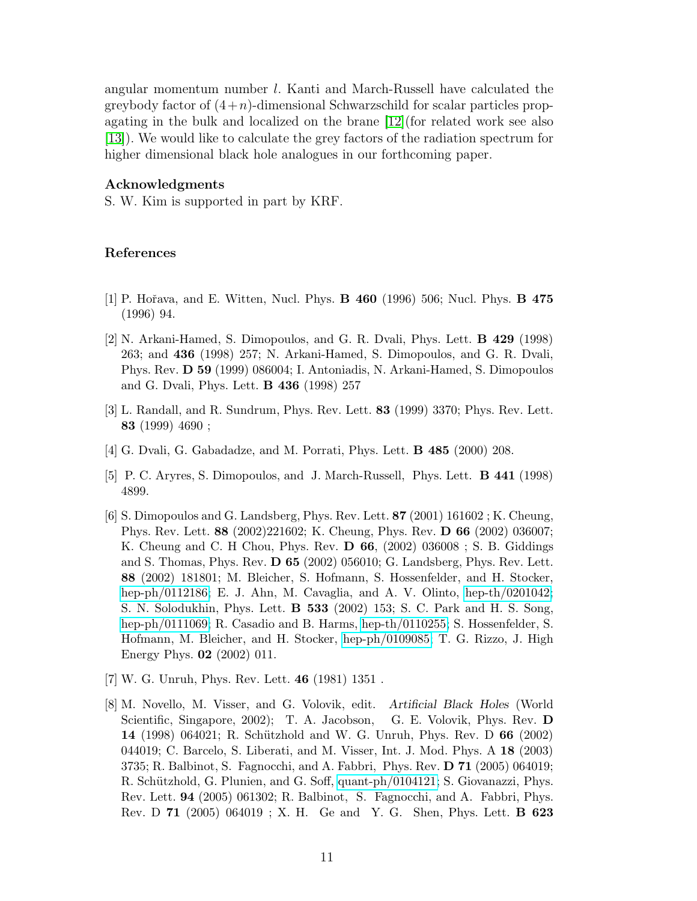angular momentum number $l$. Kanti and March-Russell have calculated the greybody factor of $(4+n)$-dimensional Schwarzschild for scalar particles propagating in the bulk and localized on the brane [12](for related work see also [13]). We would like to calculate the grey factors of the radiation spectrum for higher dimensional black hole analogues in our forthcoming paper.

**Acknowledgments**

S. W. Kim is supported in part by KRF.

## References

[1] P. Hořava, and E. Witten, Nucl. Phys. **B 460** (1996) 506; Nucl. Phys. **B 475** (1996) 94.

[2] N. Arkani-Hamed, S. Dimopoulos, and G. R. Dvali, Phys. Lett. **B 429** (1998) 263; and **436** (1998) 257; N. Arkani-Hamed, S. Dimopoulos, and G. R. Dvali, Phys. Rev. **D 59** (1999) 086004; I. Antoniadis, N. Arkani-Hamed, S. Dimopoulos and G. Dvali, Phys. Lett. **B 436** (1998) 257

[3] L. Randall, and R. Sundrum, Phys. Rev. Lett. **83** (1999) 3370; Phys. Rev. Lett. **83** (1999) 4690 ;

[4] G. Dvali, G. Gabadadze, and M. Porrati, Phys. Lett. **B 485** (2000) 208.

[5] P. C. Aryres, S. Dimopoulos, and J. March-Russell, Phys. Lett. **B 441** (1998) 4899.

[6] S. Dimopoulos and G. Landsberg, Phys. Rev. Lett. **87** (2001) 161602 ; K. Cheung, Phys. Rev. Lett. **88** (2002)221602; K. Cheung, Phys. Rev. **D 66** (2002) 036007; K. Cheung and C. H Chou, Phys. Rev. **D 66**, (2002) 036008 ; S. B. Giddings and S. Thomas, Phys. Rev. **D 65** (2002) 056010; G. Landsberg, Phys. Rev. Lett. **88** (2002) 181801; M. Bleicher, S. Hofmann, S. Hossenfelder, and H. Stocker, hep-ph/0112186; E. J. Ahn, M. Cavaglia, and A. V. Olinto, hep-th/0201042; S. N. Solodukhin, Phys. Lett. **B 533** (2002) 153; S. C. Park and H. S. Song, hep-ph/0111069; R. Casadio and B. Harms, hep-th/0110255; S. Hossenfelder, S. Hofmann, M. Bleicher, and H. Stocker, hep-ph/0109085; T. G. Rizzo, J. High Energy Phys. **02** (2002) 011.

[7] W. G. Unruh, Phys. Rev. Lett. **46** (1981) 1351 .

[8] M. Novello, M. Visser, and G. Volovik, edit. *Artificial Black Holes* (World Scientific, Singapore, 2002); T. A. Jacobson, G. E. Volovik, Phys. Rev. **D 14** (1998) 064021; R. Schützhold and W. G. Unruh, Phys. Rev. D **66** (2002) 044019; C. Barcelo, S. Liberati, and M. Visser, Int. J. Mod. Phys. A **18** (2003) 3735; R. Balbinot, S. Fagnocchi, and A. Fabbri, Phys. Rev. **D 71** (2005) 064019; R. Schützhold, G. Plunien, and G. Soff, quant-ph/0104121; S. Giovanazzi, Phys. Rev. Lett. **94** (2005) 061302; R. Balbinot, S. Fagnocchi, and A. Fabbri, Phys. Rev. D **71** (2005) 064019 ; X. H. Ge and Y. G. Shen, Phys. Lett. **B 623**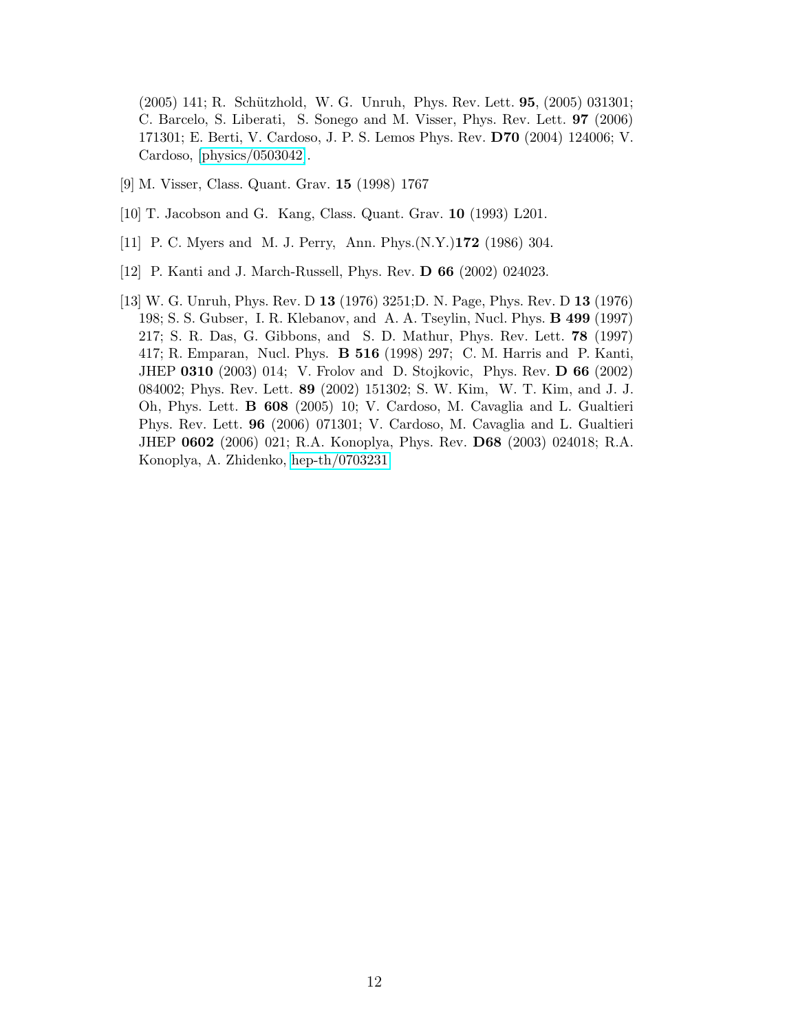(2005) 141; R. Schützhold, W. G. Unruh, Phys. Rev. Lett. **95**, (2005) 031301; C. Barcelo, S. Liberati, S. Sonego and M. Visser, Phys. Rev. Lett. **97** (2006) 171301; E. Berti, V. Cardoso, J. P. S. Lemos Phys. Rev. **D70** (2004) 124006; V. Cardoso, [physics/0503042].

[9] M. Visser, Class. Quant. Grav. **15** (1998) 1767

[10] T. Jacobson and G. Kang, Class. Quant. Grav. **10** (1993) L201.

[11] P. C. Myers and M. J. Perry, Ann. Phys.(N.Y.)**172** (1986) 304.

[12] P. Kanti and J. March-Russell, Phys. Rev. **D 66** (2002) 024023.

[13] W. G. Unruh, Phys. Rev. D **13** (1976) 3251;D. N. Page, Phys. Rev. D **13** (1976) 198; S. S. Gubser, I. R. Klebanov, and A. A. Tseylin, Nucl. Phys. **B 499** (1997) 217; S. R. Das, G. Gibbons, and S. D. Mathur, Phys. Rev. Lett. **78** (1997) 417; R. Emparan, Nucl. Phys. **B 516** (1998) 297; C. M. Harris and P. Kanti, JHEP **0310** (2003) 014; V. Frolov and D. Stojkovic, Phys. Rev. **D 66** (2002) 084002; Phys. Rev. Lett. **89** (2002) 151302; S. W. Kim, W. T. Kim, and J. J. Oh, Phys. Lett. **B 608** (2005) 10; V. Cardoso, M. Cavaglia and L. Gualtieri Phys. Rev. Lett. **96** (2006) 071301; V. Cardoso, M. Cavaglia and L. Gualtieri JHEP **0602** (2006) 021; R.A. Konoplya, Phys. Rev. **D68** (2003) 024018; R.A. Konoplya, A. Zhidenko, hep-th/0703231